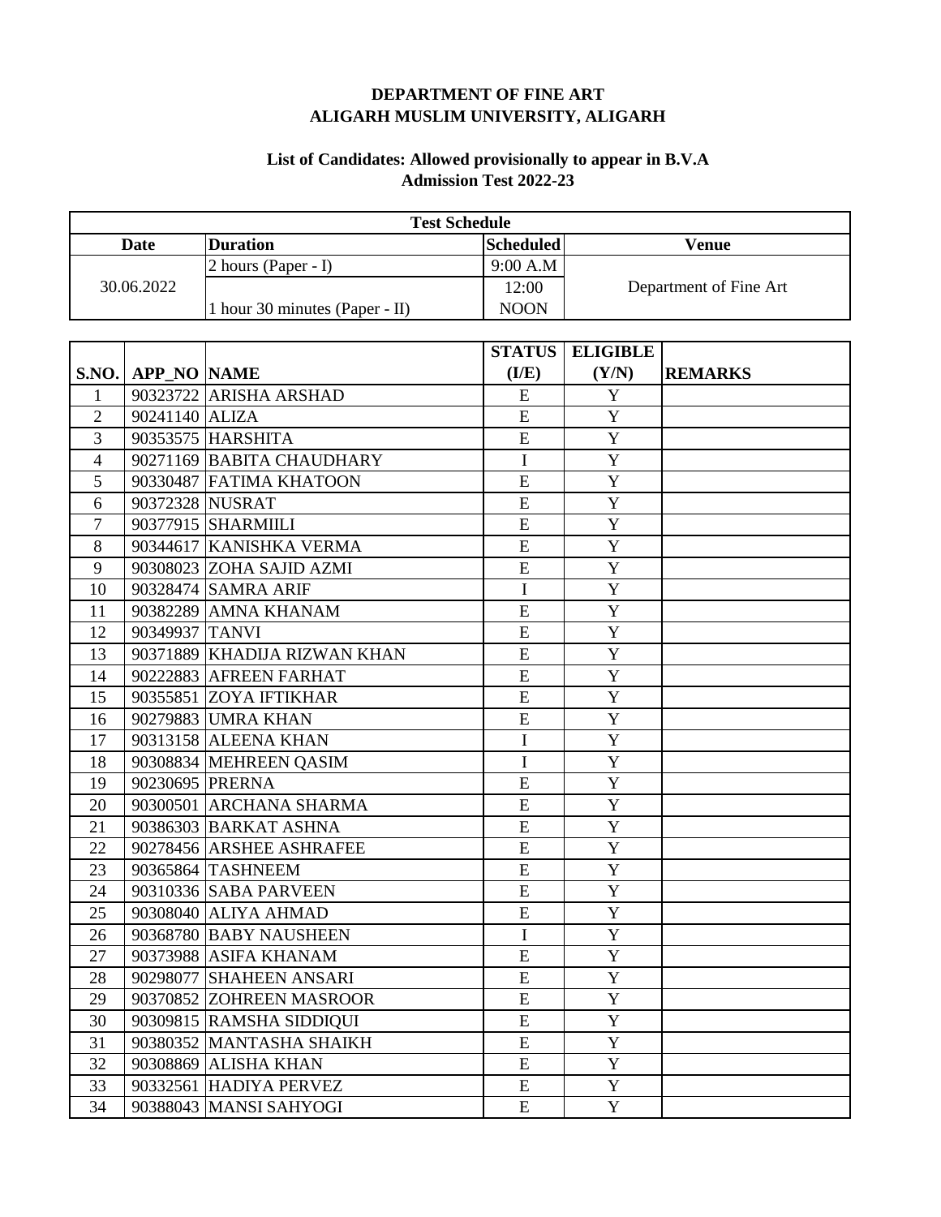**DEPARTMENT OF FINE ART**
**ALIGARH MUSLIM UNIVERSITY, ALIGARH**

**List of Candidates: Allowed provisionally to appear in B.V.A Admission Test 2022-23**

| Test Schedule | | | |
|---|---|---|---|
| **Date** | **Duration** | **Scheduled** | **Venue** |
| 30.06.2022 | 2 hours (Paper - I) | 9:00 A.M | Department of Fine Art |
| | 1 hour 30 minutes (Paper - II) | 12:00 NOON | |

| S.NO. | APP_NO | NAME | STATUS (I/E) | ELIGIBLE (Y/N) | REMARKS |
|---|---|---|---|---|---|
| 1 | 90323722 | ARISHA ARSHAD | E | Y | |
| 2 | 90241140 | ALIZA | E | Y | |
| 3 | 90353575 | HARSHITA | E | Y | |
| 4 | 90271169 | BABITA CHAUDHARY | I | Y | |
| 5 | 90330487 | FATIMA KHATOON | E | Y | |
| 6 | 90372328 | NUSRAT | E | Y | |
| 7 | 90377915 | SHARMIILI | E | Y | |
| 8 | 90344617 | KANISHKA VERMA | E | Y | |
| 9 | 90308023 | ZOHA SAJID AZMI | E | Y | |
| 10 | 90328474 | SAMRA ARIF | I | Y | |
| 11 | 90382289 | AMNA KHANAM | E | Y | |
| 12 | 90349937 | TANVI | E | Y | |
| 13 | 90371889 | KHADIJA RIZWAN KHAN | E | Y | |
| 14 | 90222883 | AFREEN FARHAT | E | Y | |
| 15 | 90355851 | ZOYA IFTIKHAR | E | Y | |
| 16 | 90279883 | UMRA KHAN | E | Y | |
| 17 | 90313158 | ALEENA KHAN | I | Y | |
| 18 | 90308834 | MEHREEN QASIM | I | Y | |
| 19 | 90230695 | PRERNA | E | Y | |
| 20 | 90300501 | ARCHANA SHARMA | E | Y | |
| 21 | 90386303 | BARKAT ASHNA | E | Y | |
| 22 | 90278456 | ARSHEE ASHRAFEE | E | Y | |
| 23 | 90365864 | TASHNEEM | E | Y | |
| 24 | 90310336 | SABA PARVEEN | E | Y | |
| 25 | 90308040 | ALIYA AHMAD | E | Y | |
| 26 | 90368780 | BABY NAUSHEEN | I | Y | |
| 27 | 90373988 | ASIFA KHANAM | E | Y | |
| 28 | 90298077 | SHAHEEN ANSARI | E | Y | |
| 29 | 90370852 | ZOHREEN MASROOR | E | Y | |
| 30 | 90309815 | RAMSHA SIDDIQUI | E | Y | |
| 31 | 90380352 | MANTASHA SHAIKH | E | Y | |
| 32 | 90308869 | ALISHA KHAN | E | Y | |
| 33 | 90332561 | HADIYA PERVEZ | E | Y | |
| 34 | 90388043 | MANSI SAHYOGI | E | Y | |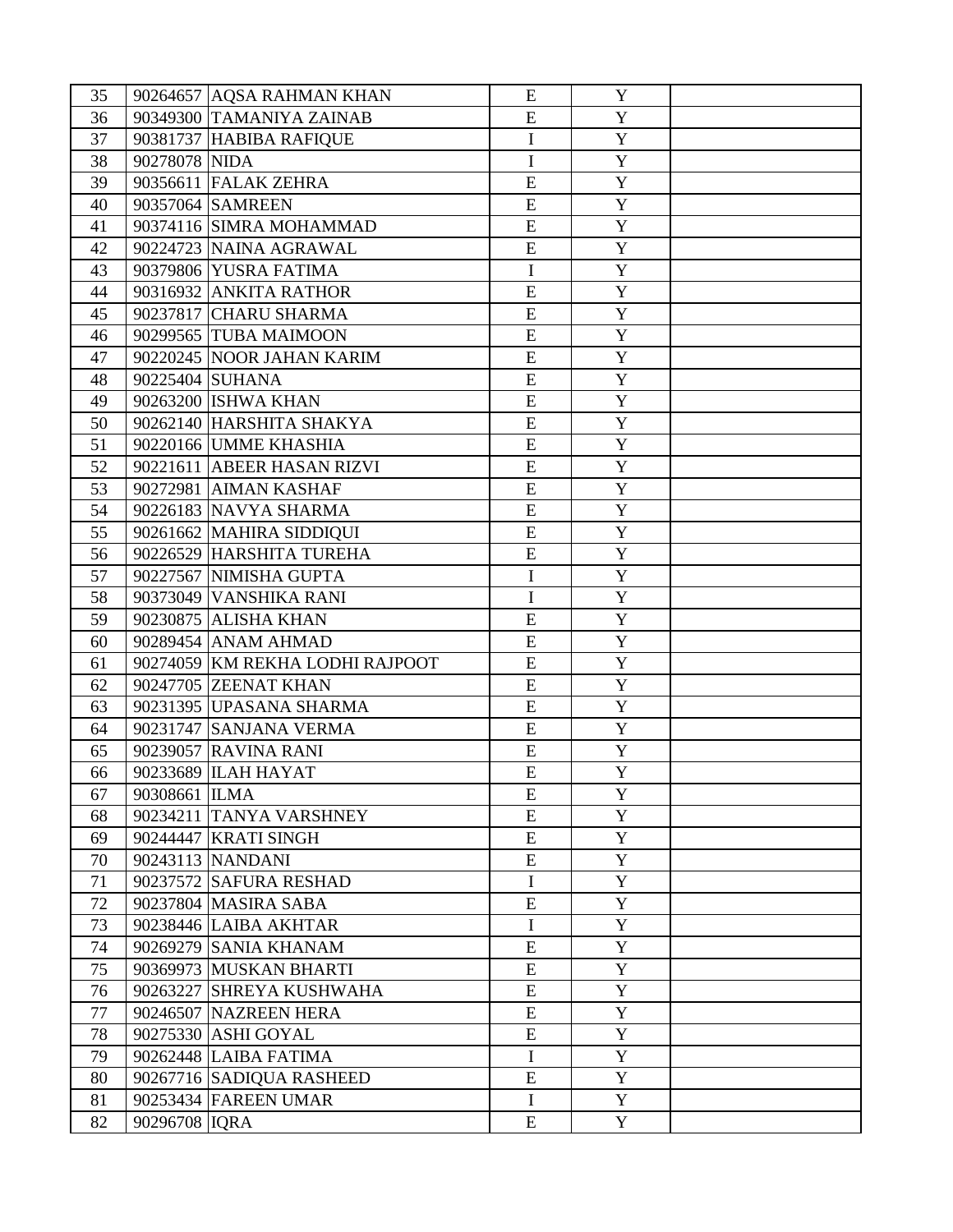| | | | | | |
|---|---|---|---|---|---|
| 35 | 90264657 | AQSA RAHMAN KHAN | E | Y | |
| 36 | 90349300 | TAMANIYA ZAINAB | E | Y | |
| 37 | 90381737 | HABIBA RAFIQUE | I | Y | |
| 38 | 90278078 | NIDA | I | Y | |
| 39 | 90356611 | FALAK ZEHRA | E | Y | |
| 40 | 90357064 | SAMREEN | E | Y | |
| 41 | 90374116 | SIMRA MOHAMMAD | E | Y | |
| 42 | 90224723 | NAINA AGRAWAL | E | Y | |
| 43 | 90379806 | YUSRA FATIMA | I | Y | |
| 44 | 90316932 | ANKITA RATHOR | E | Y | |
| 45 | 90237817 | CHARU SHARMA | E | Y | |
| 46 | 90299565 | TUBA MAIMOON | E | Y | |
| 47 | 90220245 | NOOR JAHAN KARIM | E | Y | |
| 48 | 90225404 | SUHANA | E | Y | |
| 49 | 90263200 | ISHWA KHAN | E | Y | |
| 50 | 90262140 | HARSHITA SHAKYA | E | Y | |
| 51 | 90220166 | UMME KHASHIA | E | Y | |
| 52 | 90221611 | ABEER HASAN RIZVI | E | Y | |
| 53 | 90272981 | AIMAN KASHAF | E | Y | |
| 54 | 90226183 | NAVYA SHARMA | E | Y | |
| 55 | 90261662 | MAHIRA SIDDIQUI | E | Y | |
| 56 | 90226529 | HARSHITA TUREHA | E | Y | |
| 57 | 90227567 | NIMISHA GUPTA | I | Y | |
| 58 | 90373049 | VANSHIKA RANI | I | Y | |
| 59 | 90230875 | ALISHA KHAN | E | Y | |
| 60 | 90289454 | ANAM AHMAD | E | Y | |
| 61 | 90274059 | KM REKHA LODHI RAJPOOT | E | Y | |
| 62 | 90247705 | ZEENAT KHAN | E | Y | |
| 63 | 90231395 | UPASANA SHARMA | E | Y | |
| 64 | 90231747 | SANJANA VERMA | E | Y | |
| 65 | 90239057 | RAVINA RANI | E | Y | |
| 66 | 90233689 | ILAH HAYAT | E | Y | |
| 67 | 90308661 | ILMA | E | Y | |
| 68 | 90234211 | TANYA VARSHNEY | E | Y | |
| 69 | 90244447 | KRATI SINGH | E | Y | |
| 70 | 90243113 | NANDANI | E | Y | |
| 71 | 90237572 | SAFURA RESHAD | I | Y | |
| 72 | 90237804 | MASIRA SABA | E | Y | |
| 73 | 90238446 | LAIBA AKHTAR | I | Y | |
| 74 | 90269279 | SANIA KHANAM | E | Y | |
| 75 | 90369973 | MUSKAN BHARTI | E | Y | |
| 76 | 90263227 | SHREYA KUSHWAHA | E | Y | |
| 77 | 90246507 | NAZREEN HERA | E | Y | |
| 78 | 90275330 | ASHI GOYAL | E | Y | |
| 79 | 90262448 | LAIBA FATIMA | I | Y | |
| 80 | 90267716 | SADIQUA RASHEED | E | Y | |
| 81 | 90253434 | FAREEN UMAR | I | Y | |
| 82 | 90296708 | IQRA | E | Y | |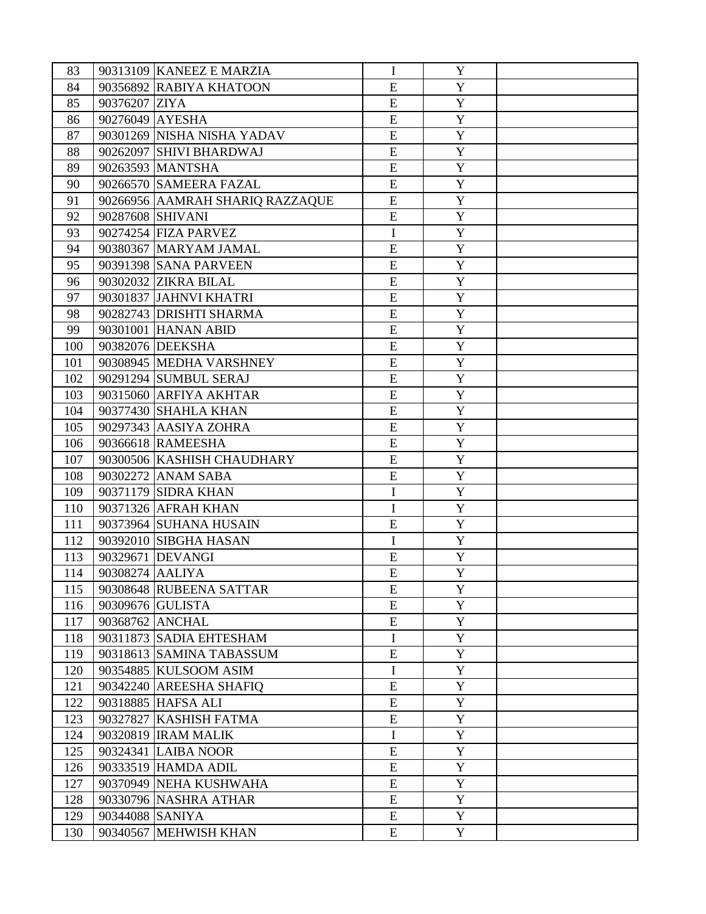| | | | | | |
|---|---|---|---|---|---|
| 83 | 90313109 | KANEEZ E MARZIA | I | Y | |
| 84 | 90356892 | RABIYA KHATOON | E | Y | |
| 85 | 90376207 | ZIYA | E | Y | |
| 86 | 90276049 | AYESHA | E | Y | |
| 87 | 90301269 | NISHA NISHA YADAV | E | Y | |
| 88 | 90262097 | SHIVI BHARDWAJ | E | Y | |
| 89 | 90263593 | MANTSHA | E | Y | |
| 90 | 90266570 | SAMEERA FAZAL | E | Y | |
| 91 | 90266956 | AAMRAH SHARIQ RAZZAQUE | E | Y | |
| 92 | 90287608 | SHIVANI | E | Y | |
| 93 | 90274254 | FIZA PARVEZ | I | Y | |
| 94 | 90380367 | MARYAM JAMAL | E | Y | |
| 95 | 90391398 | SANA PARVEEN | E | Y | |
| 96 | 90302032 | ZIKRA BILAL | E | Y | |
| 97 | 90301837 | JAHNVI KHATRI | E | Y | |
| 98 | 90282743 | DRISHTI SHARMA | E | Y | |
| 99 | 90301001 | HANAN ABID | E | Y | |
| 100 | 90382076 | DEEKSHA | E | Y | |
| 101 | 90308945 | MEDHA VARSHNEY | E | Y | |
| 102 | 90291294 | SUMBUL SERAJ | E | Y | |
| 103 | 90315060 | ARFIYA AKHTAR | E | Y | |
| 104 | 90377430 | SHAHLA KHAN | E | Y | |
| 105 | 90297343 | AASIYA ZOHRA | E | Y | |
| 106 | 90366618 | RAMEESHA | E | Y | |
| 107 | 90300506 | KASHISH CHAUDHARY | E | Y | |
| 108 | 90302272 | ANAM SABA | E | Y | |
| 109 | 90371179 | SIDRA KHAN | I | Y | |
| 110 | 90371326 | AFRAH KHAN | I | Y | |
| 111 | 90373964 | SUHANA HUSAIN | E | Y | |
| 112 | 90392010 | SIBGHA HASAN | I | Y | |
| 113 | 90329671 | DEVANGI | E | Y | |
| 114 | 90308274 | AALIYA | E | Y | |
| 115 | 90308648 | RUBEENA SATTAR | E | Y | |
| 116 | 90309676 | GULISTA | E | Y | |
| 117 | 90368762 | ANCHAL | E | Y | |
| 118 | 90311873 | SADIA EHTESHAM | I | Y | |
| 119 | 90318613 | SAMINA TABASSUM | E | Y | |
| 120 | 90354885 | KULSOOM ASIM | I | Y | |
| 121 | 90342240 | AREESHA SHAFIQ | E | Y | |
| 122 | 90318885 | HAFSA ALI | E | Y | |
| 123 | 90327827 | KASHISH FATMA | E | Y | |
| 124 | 90320819 | IRAM MALIK | I | Y | |
| 125 | 90324341 | LAIBA NOOR | E | Y | |
| 126 | 90333519 | HAMDA ADIL | E | Y | |
| 127 | 90370949 | NEHA KUSHWAHA | E | Y | |
| 128 | 90330796 | NASHRA ATHAR | E | Y | |
| 129 | 90344088 | SANIYA | E | Y | |
| 130 | 90340567 | MEHWISH KHAN | E | Y | |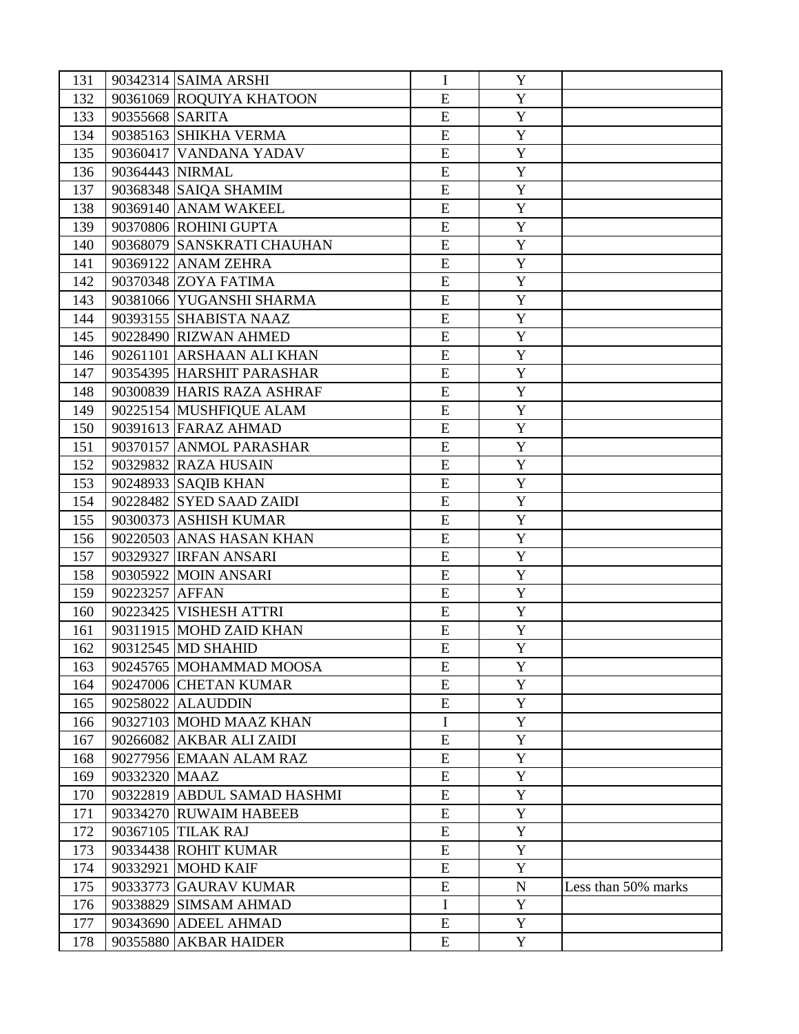| | | | | | |
|---|---|---|---|---|---|
| 131 | 90342314 | SAIMA ARSHI | I | Y | |
| 132 | 90361069 | ROQUIYA KHATOON | E | Y | |
| 133 | 90355668 | SARITA | E | Y | |
| 134 | 90385163 | SHIKHA VERMA | E | Y | |
| 135 | 90360417 | VANDANA YADAV | E | Y | |
| 136 | 90364443 | NIRMAL | E | Y | |
| 137 | 90368348 | SAIQA SHAMIM | E | Y | |
| 138 | 90369140 | ANAM WAKEEL | E | Y | |
| 139 | 90370806 | ROHINI GUPTA | E | Y | |
| 140 | 90368079 | SANSKRATI CHAUHAN | E | Y | |
| 141 | 90369122 | ANAM ZEHRA | E | Y | |
| 142 | 90370348 | ZOYA FATIMA | E | Y | |
| 143 | 90381066 | YUGANSHI SHARMA | E | Y | |
| 144 | 90393155 | SHABISTA NAAZ | E | Y | |
| 145 | 90228490 | RIZWAN AHMED | E | Y | |
| 146 | 90261101 | ARSHAAN ALI KHAN | E | Y | |
| 147 | 90354395 | HARSHIT PARASHAR | E | Y | |
| 148 | 90300839 | HARIS RAZA ASHRAF | E | Y | |
| 149 | 90225154 | MUSHFIQUE ALAM | E | Y | |
| 150 | 90391613 | FARAZ AHMAD | E | Y | |
| 151 | 90370157 | ANMOL PARASHAR | E | Y | |
| 152 | 90329832 | RAZA HUSAIN | E | Y | |
| 153 | 90248933 | SAQIB KHAN | E | Y | |
| 154 | 90228482 | SYED SAAD ZAIDI | E | Y | |
| 155 | 90300373 | ASHISH KUMAR | E | Y | |
| 156 | 90220503 | ANAS HASAN KHAN | E | Y | |
| 157 | 90329327 | IRFAN ANSARI | E | Y | |
| 158 | 90305922 | MOIN ANSARI | E | Y | |
| 159 | 90223257 | AFFAN | E | Y | |
| 160 | 90223425 | VISHESH ATTRI | E | Y | |
| 161 | 90311915 | MOHD ZAID KHAN | E | Y | |
| 162 | 90312545 | MD SHAHID | E | Y | |
| 163 | 90245765 | MOHAMMAD MOOSA | E | Y | |
| 164 | 90247006 | CHETAN KUMAR | E | Y | |
| 165 | 90258022 | ALAUDDIN | E | Y | |
| 166 | 90327103 | MOHD MAAZ KHAN | I | Y | |
| 167 | 90266082 | AKBAR ALI ZAIDI | E | Y | |
| 168 | 90277956 | EMAAN ALAM RAZ | E | Y | |
| 169 | 90332320 | MAAZ | E | Y | |
| 170 | 90322819 | ABDUL SAMAD HASHMI | E | Y | |
| 171 | 90334270 | RUWAIM HABEEB | E | Y | |
| 172 | 90367105 | TILAK RAJ | E | Y | |
| 173 | 90334438 | ROHIT KUMAR | E | Y | |
| 174 | 90332921 | MOHD KAIF | E | Y | |
| 175 | 90333773 | GAURAV KUMAR | E | N | Less than 50% marks |
| 176 | 90338829 | SIMSAM AHMAD | I | Y | |
| 177 | 90343690 | ADEEL AHMAD | E | Y | |
| 178 | 90355880 | AKBAR HAIDER | E | Y | |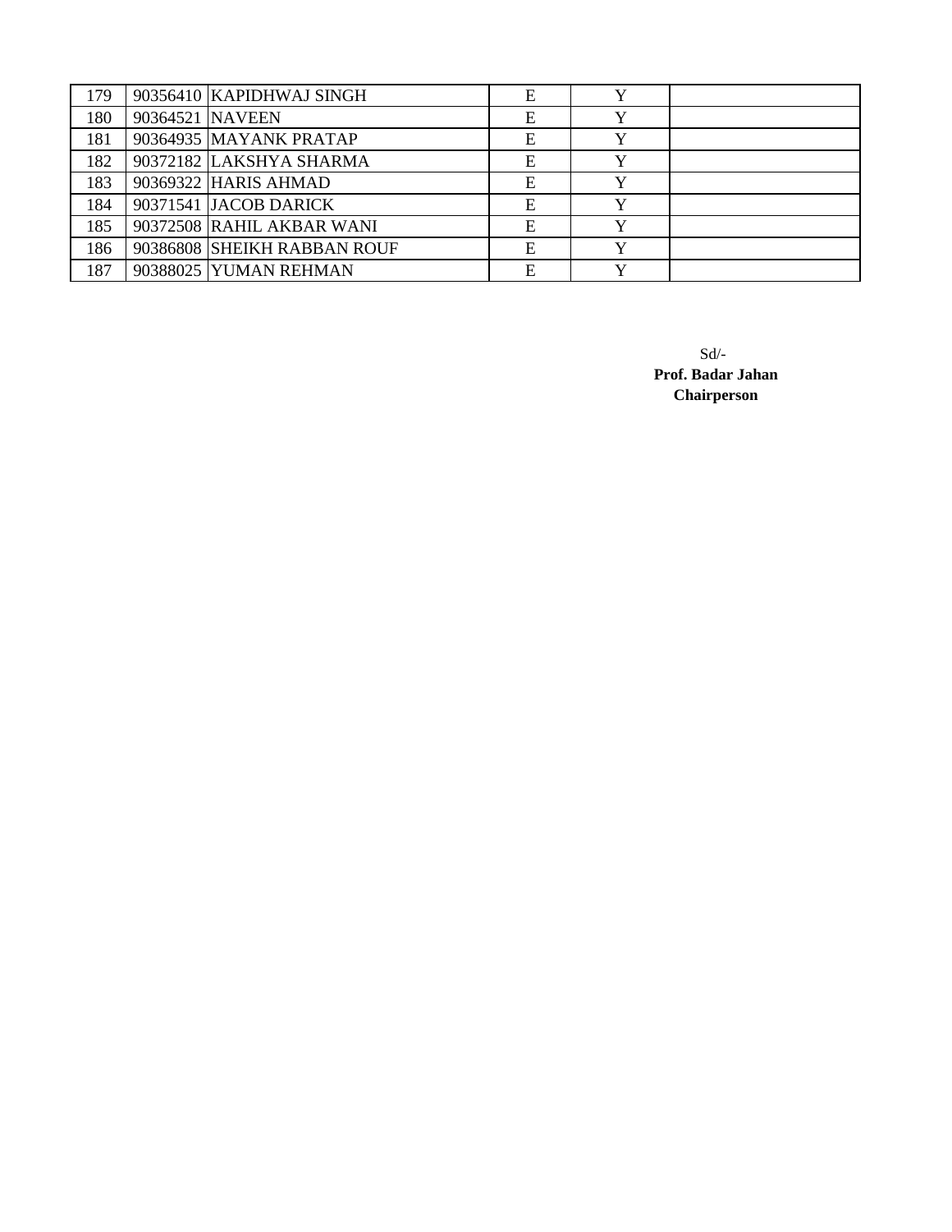| | | | | | |
|---|---|---|---|---|---|
| 179 | 90356410 | KAPIDHWAJ SINGH | E | Y | |
| 180 | 90364521 | NAVEEN | E | Y | |
| 181 | 90364935 | MAYANK PRATAP | E | Y | |
| 182 | 90372182 | LAKSHYA SHARMA | E | Y | |
| 183 | 90369322 | HARIS AHMAD | E | Y | |
| 184 | 90371541 | JACOB DARICK | E | Y | |
| 185 | 90372508 | RAHIL AKBAR WANI | E | Y | |
| 186 | 90386808 | SHEIKH RABBAN ROUF | E | Y | |
| 187 | 90388025 | YUMAN REHMAN | E | Y | |

Sd/-
**Prof. Badar Jahan**
**Chairperson**